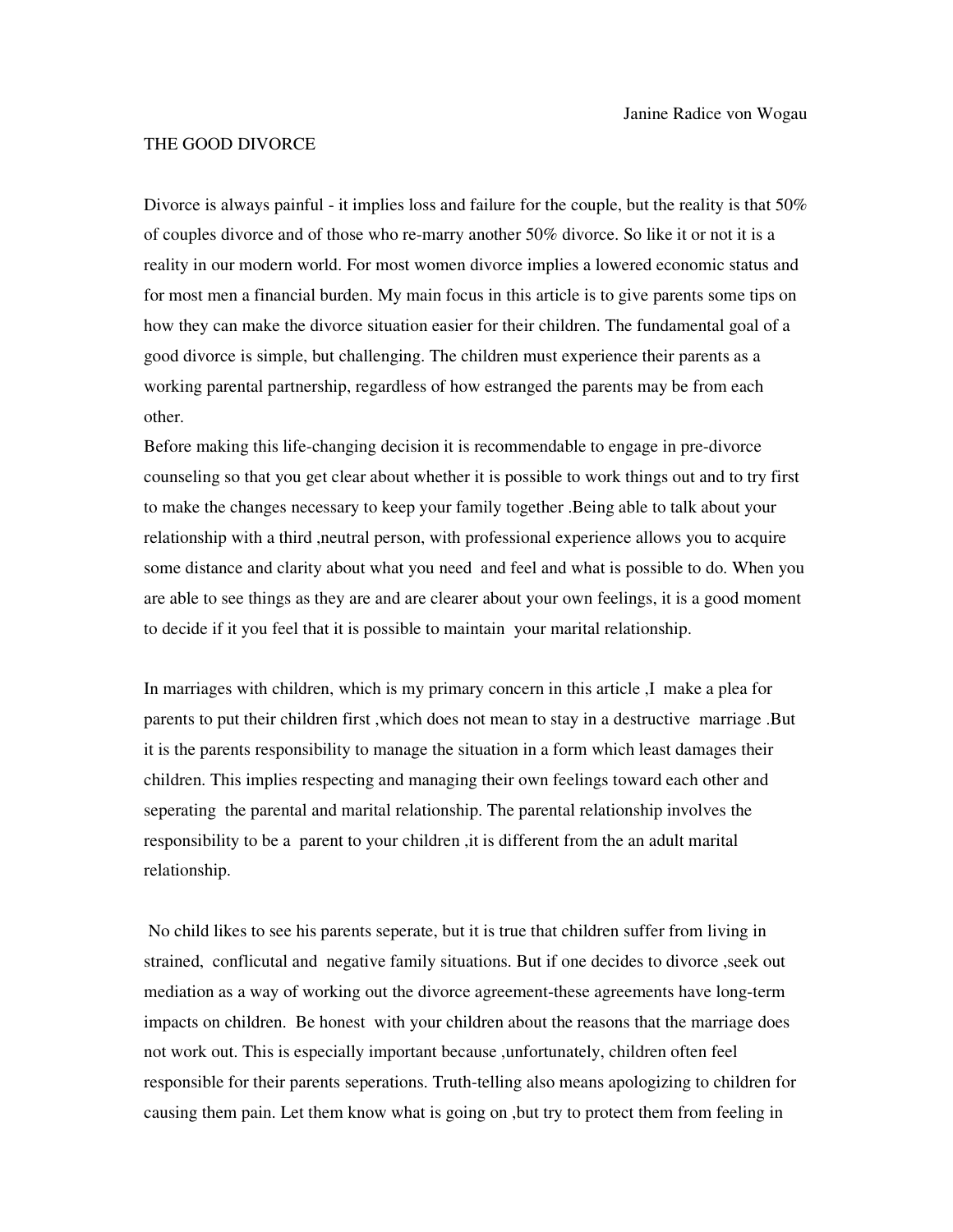Janine Radice von Wogau

# THE GOOD DIVORCE

Divorce is always painful - it implies loss and failure for the couple, but the reality is that 50% of couples divorce and of those who re-marry another 50% divorce. So like it or not it is a reality in our modern world. For most women divorce implies a lowered economic status and for most men a financial burden. My main focus in this article is to give parents some tips on how they can make the divorce situation easier for their children. The fundamental goal of a good divorce is simple, but challenging. The children must experience their parents as a working parental partnership, regardless of how estranged the parents may be from each other.

Before making this life-changing decision it is recommendable to engage in pre-divorce counseling so that you get clear about whether it is possible to work things out and to try first to make the changes necessary to keep your family together .Being able to talk about your relationship with a third ,neutral person, with professional experience allows you to acquire some distance and clarity about what you need and feel and what is possible to do. When you are able to see things as they are and are clearer about your own feelings, it is a good moment to decide if it you feel that it is possible to maintain your marital relationship.

In marriages with children, which is my primary concern in this article ,I make a plea for parents to put their children first ,which does not mean to stay in a destructive marriage .But it is the parents responsibility to manage the situation in a form which least damages their children. This implies respecting and managing their own feelings toward each other and seperating the parental and marital relationship. The parental relationship involves the responsibility to be a parent to your children ,it is different from the an adult marital relationship.

No child likes to see his parents seperate, but it is true that children suffer from living in strained, conflicutal and negative family situations. But if one decides to divorce ,seek out mediation as a way of working out the divorce agreement-these agreements have long-term impacts on children. Be honest with your children about the reasons that the marriage does not work out. This is especially important because ,unfortunately, children often feel responsible for their parents seperations. Truth-telling also means apologizing to children for causing them pain. Let them know what is going on ,but try to protect them from feeling in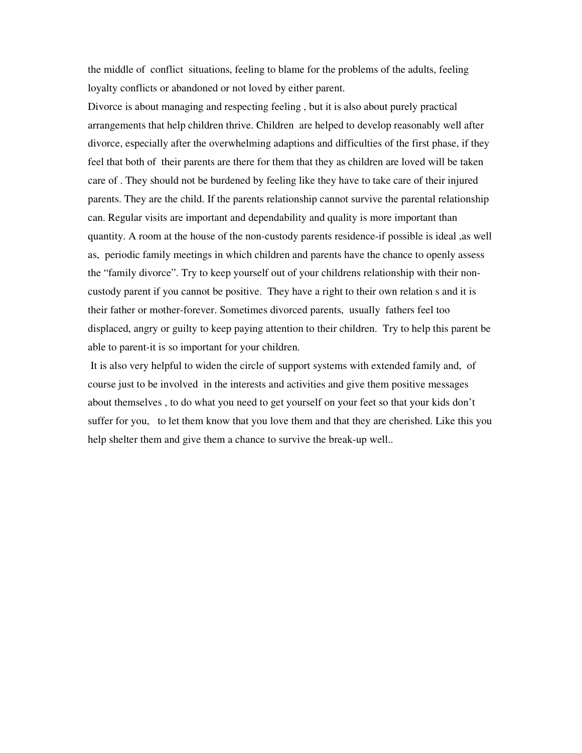the middle of conflict situations, feeling to blame for the problems of the adults, feeling loyalty conflicts or abandoned or not loved by either parent.

Divorce is about managing and respecting feeling , but it is also about purely practical arrangements that help children thrive. Children are helped to develop reasonably well after divorce, especially after the overwhelming adaptions and difficulties of the first phase, if they feel that both of their parents are there for them that they as children are loved will be taken care of . They should not be burdened by feeling like they have to take care of their injured parents. They are the child. If the parents relationship cannot survive the parental relationship can. Regular visits are important and dependability and quality is more important than quantity. A room at the house of the non-custody parents residence-if possible is ideal ,as well as, periodic family meetings in which children and parents have the chance to openly assess the "family divorce". Try to keep yourself out of your childrens relationship with their non-custody parent if you cannot be positive. They have a right to their own relation s and it is their father or mother-forever. Sometimes divorced parents, usually fathers feel too displaced, angry or guilty to keep paying attention to their children. Try to help this parent be able to parent-it is so important for your children.

It is also very helpful to widen the circle of support systems with extended family and, of course just to be involved in the interests and activities and give them positive messages about themselves , to do what you need to get yourself on your feet so that your kids don't suffer for you, to let them know that you love them and that they are cherished. Like this you help shelter them and give them a chance to survive the break-up well..